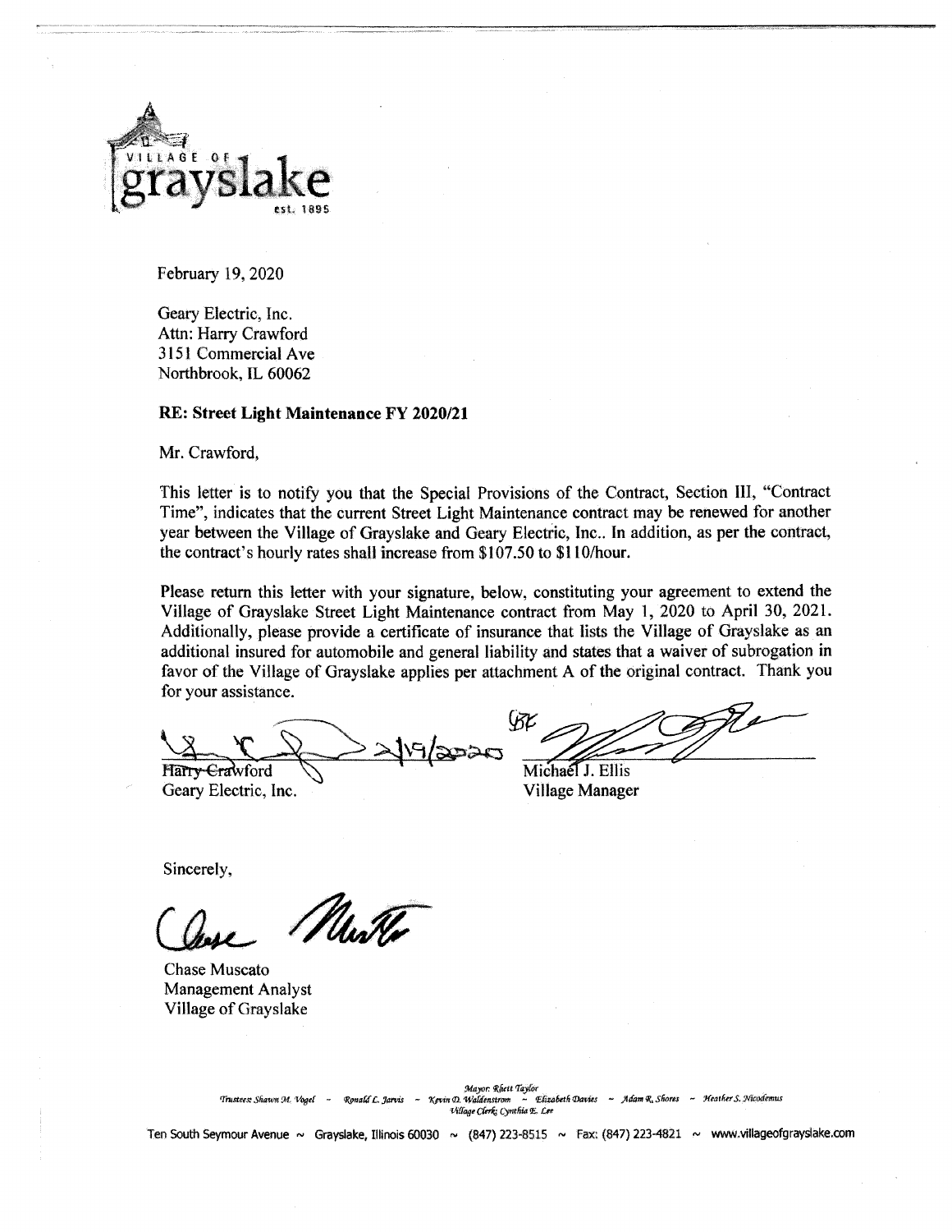VILLAGE OF grayslake est. 1895

February 19, 2020

Geary Electric, Inc.
Attn: Harry Crawford
3151 Commercial Ave
Northbrook, IL 60062

**RE: Street Light Maintenance FY 2020/21**

Mr. Crawford,

This letter is to notify you that the Special Provisions of the Contract, Section III, "Contract Time", indicates that the current Street Light Maintenance contract may be renewed for another year between the Village of Grayslake and Geary Electric, Inc.. In addition, as per the contract, the contract's hourly rates shall increase from $107.50 to $110/hour.

Please return this letter with your signature, below, constituting your agreement to extend the Village of Grayslake Street Light Maintenance contract from May 1, 2020 to April 30, 2021. Additionally, please provide a certificate of insurance that lists the Village of Grayslake as an additional insured for automobile and general liability and states that a waiver of subrogation in favor of the Village of Grayslake applies per attachment A of the original contract. Thank you for your assistance.

2/19/2020

Harry Crawford
Geary Electric, Inc.

Michael J. Ellis
Village Manager

Sincerely,

Chase Muscato
Management Analyst
Village of Grayslake

Mayor: Rhett Taylor
Trustees: Shawn M. Vogel ~ Ronald C. Jarvis ~ Kevin D. Waldenstrom ~ Elizabeth Davies ~ Adam R. Shores ~ Heather S. Nicodemus
Village Clerk: Cynthia E. Lee

Ten South Seymour Avenue ~ Grayslake, Illinois 60030 ~ (847) 223-8515 ~ Fax: (847) 223-4821 ~ www.villageofgrayslake.com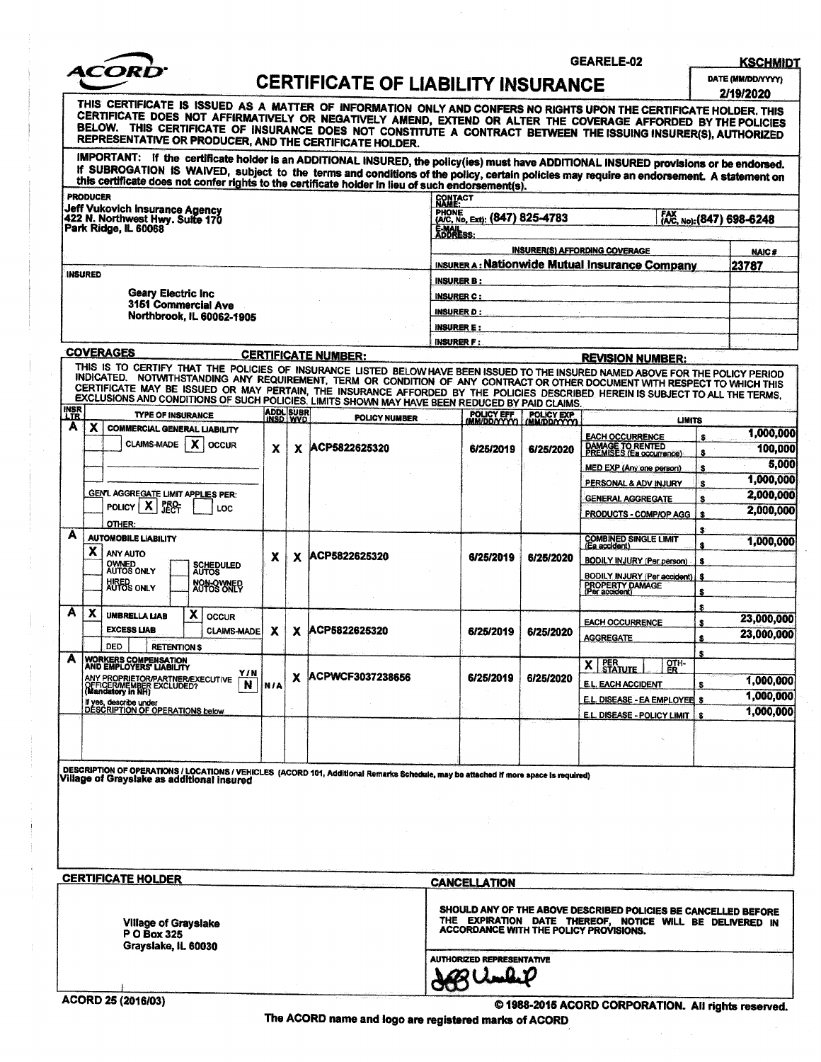GEARELE-02 KSCHMIDT

# ACORD CERTIFICATE OF LIABILITY INSURANCE

DATE (MM/DD/YYYY) 2/19/2020

THIS CERTIFICATE IS ISSUED AS A MATTER OF INFORMATION ONLY AND CONFERS NO RIGHTS UPON THE CERTIFICATE HOLDER. THIS CERTIFICATE DOES NOT AFFIRMATIVELY OR NEGATIVELY AMEND, EXTEND OR ALTER THE COVERAGE AFFORDED BY THE POLICIES BELOW. THIS CERTIFICATE OF INSURANCE DOES NOT CONSTITUTE A CONTRACT BETWEEN THE ISSUING INSURER(S), AUTHORIZED REPRESENTATIVE OR PRODUCER, AND THE CERTIFICATE HOLDER.

IMPORTANT: If the certificate holder is an ADDITIONAL INSURED, the policy(ies) must have ADDITIONAL INSURED provisions or be endorsed. If SUBROGATION IS WAIVED, subject to the terms and conditions of the policy, certain policies may require an endorsement. A statement on this certificate does not confer rights to the certificate holder in lieu of such endorsement(s).

| PRODUCER | CONTACT NAME: | |
|---|---|---|
| Jeff Vukovich Insurance Agency<br>422 N. Northwest Hwy. Suite 170<br>Park Ridge, IL 60068 | PHONE (A/C, No, Ext): (847) 825-4783 | FAX (A/C, No): (847) 698-6248 |
| | E-MAIL ADDRESS: | |
| | INSURER(S) AFFORDING COVERAGE | NAIC # |
| | INSURER A: Nationwide Mutual Insurance Company | 23787 |
| INSURED | INSURER B: | |
| Geary Electric Inc<br>3151 Commercial Ave<br>Northbrook, IL 60062-1905 | INSURER C: | |
| | INSURER D: | |
| | INSURER E: | |
| | INSURER F: | |

**COVERAGES** CERTIFICATE NUMBER: REVISION NUMBER:

THIS IS TO CERTIFY THAT THE POLICIES OF INSURANCE LISTED BELOW HAVE BEEN ISSUED TO THE INSURED NAMED ABOVE FOR THE POLICY PERIOD INDICATED. NOTWITHSTANDING ANY REQUIREMENT, TERM OR CONDITION OF ANY CONTRACT OR OTHER DOCUMENT WITH RESPECT TO WHICH THIS CERTIFICATE MAY BE ISSUED OR MAY PERTAIN, THE INSURANCE AFFORDED BY THE POLICIES DESCRIBED HEREIN IS SUBJECT TO ALL THE TERMS, EXCLUSIONS AND CONDITIONS OF SUCH POLICIES. LIMITS SHOWN MAY HAVE BEEN REDUCED BY PAID CLAIMS.

| INSR LTR | TYPE OF INSURANCE | ADDL INSD | SUBR WVD | POLICY NUMBER | POLICY EFF (MM/DD/YYYY) | POLICY EXP (MM/DD/YYYY) | LIMITS | |
|---|---|---|---|---|---|---|---|---|
| A | X COMMERCIAL GENERAL LIABILITY<br>CLAIMS-MADE / X OCCUR<br>GEN'L AGGREGATE LIMIT APPLIES PER: X POLICY / PRO-JECT / LOC<br>OTHER: | X | X | ACP5822625320 | 6/25/2019 | 6/25/2020 | EACH OCCURRENCE | $ 1,000,000 |
| | | | | | | | DAMAGE TO RENTED PREMISES (Ea occurrence) | $ 100,000 |
| | | | | | | | MED EXP (Any one person) | $ 5,000 |
| | | | | | | | PERSONAL & ADV INJURY | $ 1,000,000 |
| | | | | | | | GENERAL AGGREGATE | $ 2,000,000 |
| | | | | | | | PRODUCTS - COMP/OP AGG | $ 2,000,000 |
| | | | | | | | | $ |
| A | AUTOMOBILE LIABILITY<br>X ANY AUTO<br>OWNED AUTOS ONLY / SCHEDULED AUTOS<br>HIRED AUTOS ONLY / NON-OWNED AUTOS ONLY | X | X | ACP5822625320 | 6/25/2019 | 6/25/2020 | COMBINED SINGLE LIMIT (Ea accident) | $ 1,000,000 |
| | | | | | | | BODILY INJURY (Per person) | $ |
| | | | | | | | BODILY INJURY (Per accident) | $ |
| | | | | | | | PROPERTY DAMAGE (Per accident) | $ |
| | | | | | | | | $ |
| A | X UMBRELLA LIAB / X OCCUR<br>EXCESS LIAB / CLAIMS-MADE<br>DED / RETENTION $ | X | X | ACP5822625320 | 6/25/2019 | 6/25/2020 | EACH OCCURRENCE | $ 23,000,000 |
| | | | | | | | AGGREGATE | $ 23,000,000 |
| | | | | | | | | $ |
| A | WORKERS COMPENSATION AND EMPLOYERS' LIABILITY<br>ANY PROPRIETOR/PARTNER/EXECUTIVE OFFICER/MEMBER EXCLUDED? (Mandatory in NH) Y/N: N<br>If yes, describe under DESCRIPTION OF OPERATIONS below | N/A | X | ACPWCF3037238656 | 6/25/2019 | 6/25/2020 | X PER STATUTE / OTH-ER | |
| | | | | | | | E.L. EACH ACCIDENT | $ 1,000,000 |
| | | | | | | | E.L. DISEASE - EA EMPLOYEE | $ 1,000,000 |
| | | | | | | | E.L. DISEASE - POLICY LIMIT | $ 1,000,000 |

DESCRIPTION OF OPERATIONS / LOCATIONS / VEHICLES (ACORD 101, Additional Remarks Schedule, may be attached if more space is required)
Village of Grayslake as additional insured

| CERTIFICATE HOLDER | CANCELLATION |
|---|---|
| Village of Grayslake<br>P O Box 325<br>Grayslake, IL 60030 | SHOULD ANY OF THE ABOVE DESCRIBED POLICIES BE CANCELLED BEFORE THE EXPIRATION DATE THEREOF, NOTICE WILL BE DELIVERED IN ACCORDANCE WITH THE POLICY PROVISIONS. |
| | AUTHORIZED REPRESENTATIVE<br>[signature] |

ACORD 25 (2016/03) © 1988-2015 ACORD CORPORATION. All rights reserved.

The ACORD name and logo are registered marks of ACORD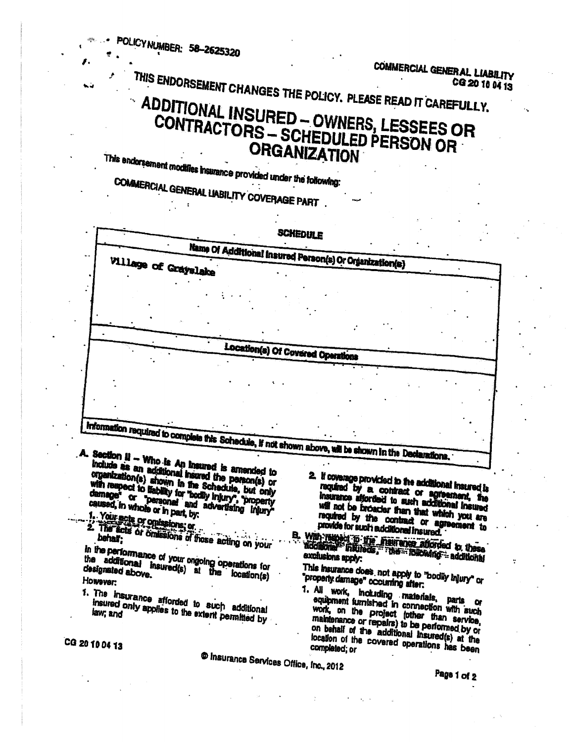POLICY NUMBER: 58-2625320

COMMERCIAL GENERAL LIABILITY
CG 20 10 04 13

THIS ENDORSEMENT CHANGES THE POLICY. PLEASE READ IT CAREFULLY.

# ADDITIONAL INSURED – OWNERS, LESSEES OR CONTRACTORS – SCHEDULED PERSON OR ORGANIZATION

This endorsement modifies insurance provided under the following:

COMMERCIAL GENERAL LIABILITY COVERAGE PART

| SCHEDULE |
|---|
| **Name Of Additional Insured Person(s) Or Organization(s)** |
| Village of Grayslake |
| **Location(s) Of Covered Operations** |
| |
| Information required to complete this Schedule, if not shown above, will be shown in the Declarations. |

**A.** Section II – Who Is An Insured is amended to include as an additional insured the person(s) or organization(s) shown in the Schedule, but only with respect to liability for "bodily injury", "property damage" or "personal and advertising injury" caused, in whole or in part, by:

1. Your acts or omissions; or
2. The acts or omissions of those acting on your behalf;

in the performance of your ongoing operations for the additional insured(s) at the location(s) designated above.

However:

1. The insurance afforded to such additional insured only applies to the extent permitted by law; and
2. If coverage provided to the additional insured is required by a contract or agreement, the insurance afforded to such additional insured will not be broader than that which you are required by the contract or agreement to provide for such additional insured.

**B.** With respect to the insurance afforded to these additional insureds, the following additional exclusions apply:

This insurance does not apply to "bodily injury" or "property damage" occurring after:

1. All work, including materials, parts or equipment furnished in connection with such work, on the project (other than service, maintenance or repairs) to be performed by or on behalf of the additional insured(s) at the location of the covered operations has been completed; or

CG 20 10 04 13

© Insurance Services Office, Inc., 2012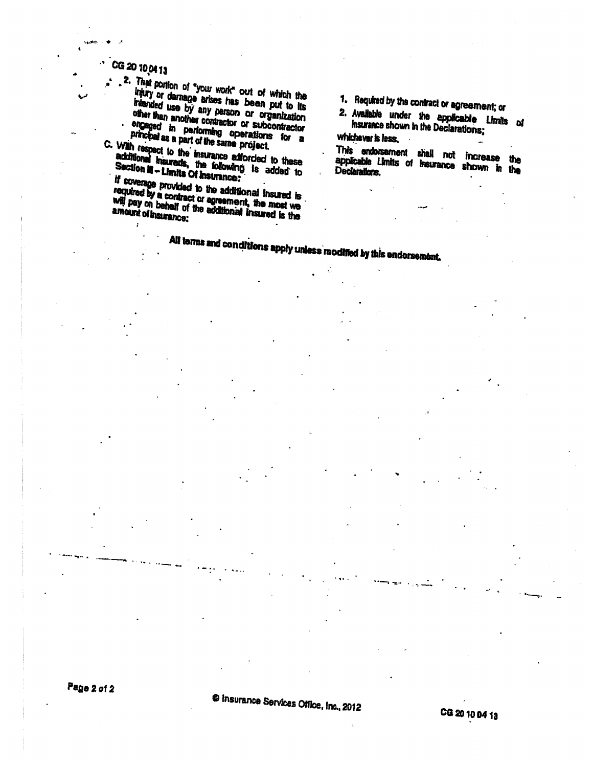2. That portion of "your work" out of which the injury or damage arises has been put to its intended use by any person or organization other than another contractor or subcontractor engaged in performing operations for a principal as a part of the same project.

C. With respect to the insurance afforded to these additional insureds, the following is added to Section III – Limits Of Insurance:

If coverage provided to the additional insured is required by a contract or agreement, the most we will pay on behalf of the additional insured is the amount of insurance:

1. Required by the contract or agreement; or
2. Available under the applicable Limits of Insurance shown in the Declarations;

whichever is less.

This endorsement shall not increase the applicable Limits of Insurance shown in the Declarations.

**All terms and conditions apply unless modified by this endorsement.**

© Insurance Services Office, Inc., 2012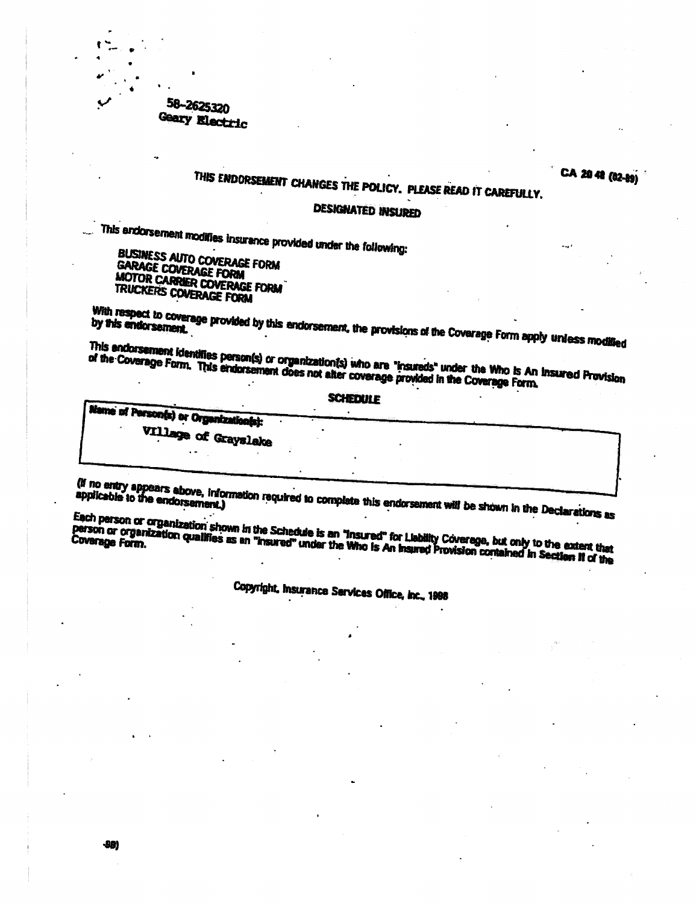58-2625320
Geary Electric

CA 20 48 (02-99)

THIS ENDORSEMENT CHANGES THE POLICY. PLEASE READ IT CAREFULLY.

## DESIGNATED INSURED

This endorsement modifies insurance provided under the following:

BUSINESS AUTO COVERAGE FORM
GARAGE COVERAGE FORM
MOTOR CARRIER COVERAGE FORM
TRUCKERS COVERAGE FORM

With respect to coverage provided by this endorsement, the provisions of the Coverage Form apply unless modified by this endorsement.

This endorsement identifies person(s) or organization(s) who are "insureds" under the Who Is An Insured Provision of the Coverage Form. This endorsement does not alter coverage provided in the Coverage Form.

### SCHEDULE

| Name of Person(s) or Organization(s): |
| --- |
| Village of Grayslake |

(If no entry appears above, information required to complete this endorsement will be shown in the Declarations as applicable to the endorsement.)

Each person or organization shown in the Schedule is an "insured" for Liability Coverage, but only to the extent that person or organization qualifies as an "insured" under the Who Is An Insured Provision contained in Section II of the Coverage Form.

Copyright, Insurance Services Office, Inc., 1998